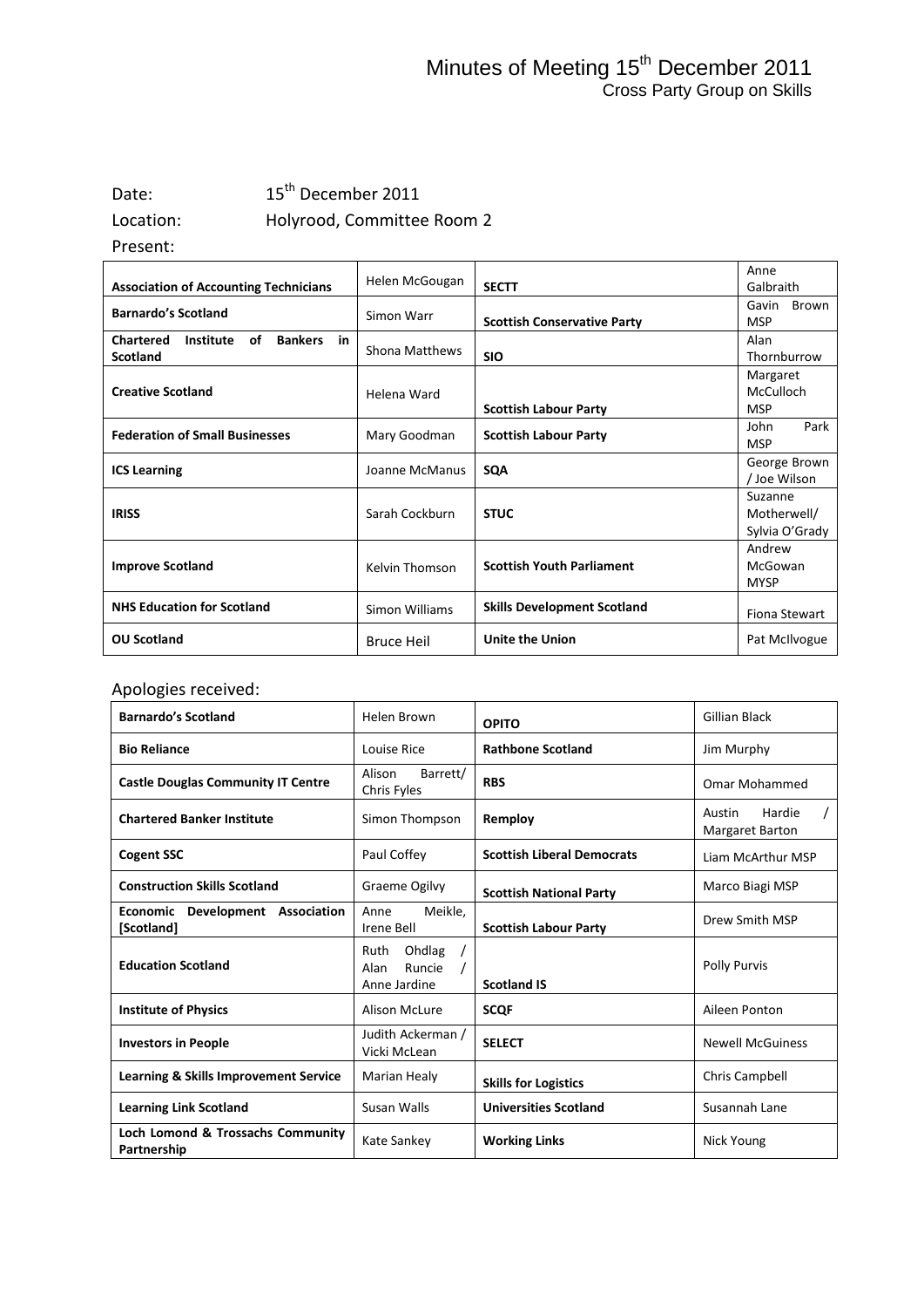# Minutes of Meeting 15th December 2011

## Cross Party Group on Skills

Date: 15th December 2011

Location: Holyrood, Committee Room 2

Present:

| | | | |
|---|---|---|---|
| **Association of Accounting Technicians** | Helen McGougan | **SECTT** | Anne Galbraith |
| **Barnardo's Scotland** | Simon Warr | **Scottish Conservative Party** | Gavin Brown MSP |
| **Chartered Institute of Bankers in Scotland** | Shona Matthews | **SIO** | Alan Thornburrow |
| **Creative Scotland** | Helena Ward | **Scottish Labour Party** | Margaret McCulloch MSP |
| **Federation of Small Businesses** | Mary Goodman | **Scottish Labour Party** | John Park MSP |
| **ICS Learning** | Joanne McManus | **SQA** | George Brown / Joe Wilson |
| **IRISS** | Sarah Cockburn | **STUC** | Suzanne Motherwell/ Sylvia O'Grady |
| **Improve Scotland** | Kelvin Thomson | **Scottish Youth Parliament** | Andrew McGowan MYSP |
| **NHS Education for Scotland** | Simon Williams | **Skills Development Scotland** | Fiona Stewart |
| **OU Scotland** | Bruce Heil | **Unite the Union** | Pat McIlvogue |

Apologies received:

| | | | |
|---|---|---|---|
| **Barnardo's Scotland** | Helen Brown | **OPITO** | Gillian Black |
| **Bio Reliance** | Louise Rice | **Rathbone Scotland** | Jim Murphy |
| **Castle Douglas Community IT Centre** | Alison Barrett/ Chris Fyles | **RBS** | Omar Mohammed |
| **Chartered Banker Institute** | Simon Thompson | **Remploy** | Austin Hardie / Margaret Barton |
| **Cogent SSC** | Paul Coffey | **Scottish Liberal Democrats** | Liam McArthur MSP |
| **Construction Skills Scotland** | Graeme Ogilvy | **Scottish National Party** | Marco Biagi MSP |
| **Economic Development Association [Scotland]** | Anne Meikle, Irene Bell | **Scottish Labour Party** | Drew Smith MSP |
| **Education Scotland** | Ruth Ohdlag / Alan Runcie / Anne Jardine | **Scotland IS** | Polly Purvis |
| **Institute of Physics** | Alison McLure | **SCQF** | Aileen Ponton |
| **Investors in People** | Judith Ackerman / Vicki McLean | **SELECT** | Newell McGuiness |
| **Learning & Skills Improvement Service** | Marian Healy | **Skills for Logistics** | Chris Campbell |
| **Learning Link Scotland** | Susan Walls | **Universities Scotland** | Susannah Lane |
| **Loch Lomond & Trossachs Community Partnership** | Kate Sankey | **Working Links** | Nick Young |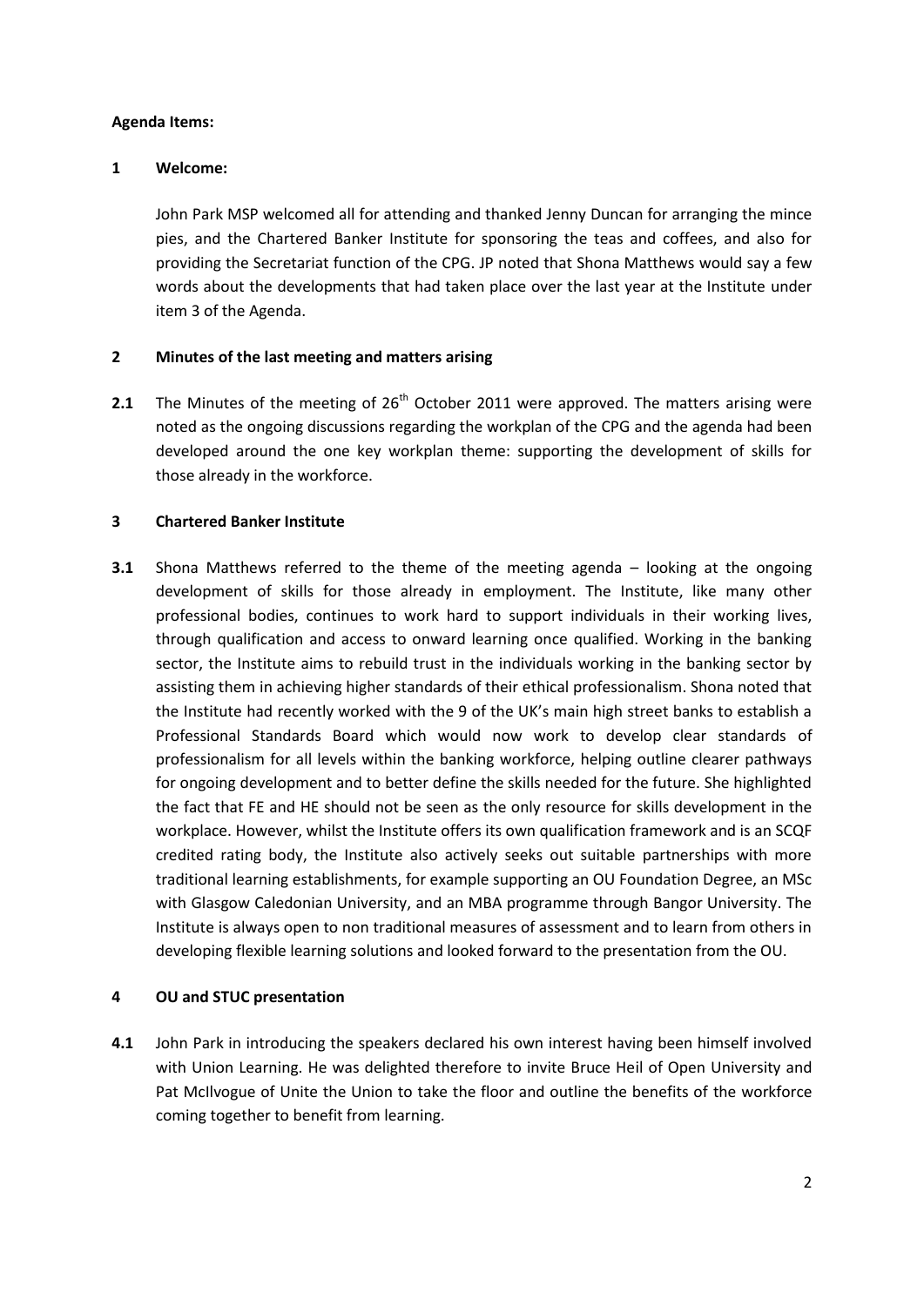**Agenda Items:**

**1 Welcome:**

John Park MSP welcomed all for attending and thanked Jenny Duncan for arranging the mince pies, and the Chartered Banker Institute for sponsoring the teas and coffees, and also for providing the Secretariat function of the CPG. JP noted that Shona Matthews would say a few words about the developments that had taken place over the last year at the Institute under item 3 of the Agenda.

**2 Minutes of the last meeting and matters arising**

**2.1** The Minutes of the meeting of 26th October 2011 were approved. The matters arising were noted as the ongoing discussions regarding the workplan of the CPG and the agenda had been developed around the one key workplan theme: supporting the development of skills for those already in the workforce.

**3 Chartered Banker Institute**

**3.1** Shona Matthews referred to the theme of the meeting agenda – looking at the ongoing development of skills for those already in employment. The Institute, like many other professional bodies, continues to work hard to support individuals in their working lives, through qualification and access to onward learning once qualified. Working in the banking sector, the Institute aims to rebuild trust in the individuals working in the banking sector by assisting them in achieving higher standards of their ethical professionalism. Shona noted that the Institute had recently worked with the 9 of the UK's main high street banks to establish a Professional Standards Board which would now work to develop clear standards of professionalism for all levels within the banking workforce, helping outline clearer pathways for ongoing development and to better define the skills needed for the future. She highlighted the fact that FE and HE should not be seen as the only resource for skills development in the workplace. However, whilst the Institute offers its own qualification framework and is an SCQF credited rating body, the Institute also actively seeks out suitable partnerships with more traditional learning establishments, for example supporting an OU Foundation Degree, an MSc with Glasgow Caledonian University, and an MBA programme through Bangor University. The Institute is always open to non traditional measures of assessment and to learn from others in developing flexible learning solutions and looked forward to the presentation from the OU.

**4 OU and STUC presentation**

**4.1** John Park in introducing the speakers declared his own interest having been himself involved with Union Learning. He was delighted therefore to invite Bruce Heil of Open University and Pat McIlvogue of Unite the Union to take the floor and outline the benefits of the workforce coming together to benefit from learning.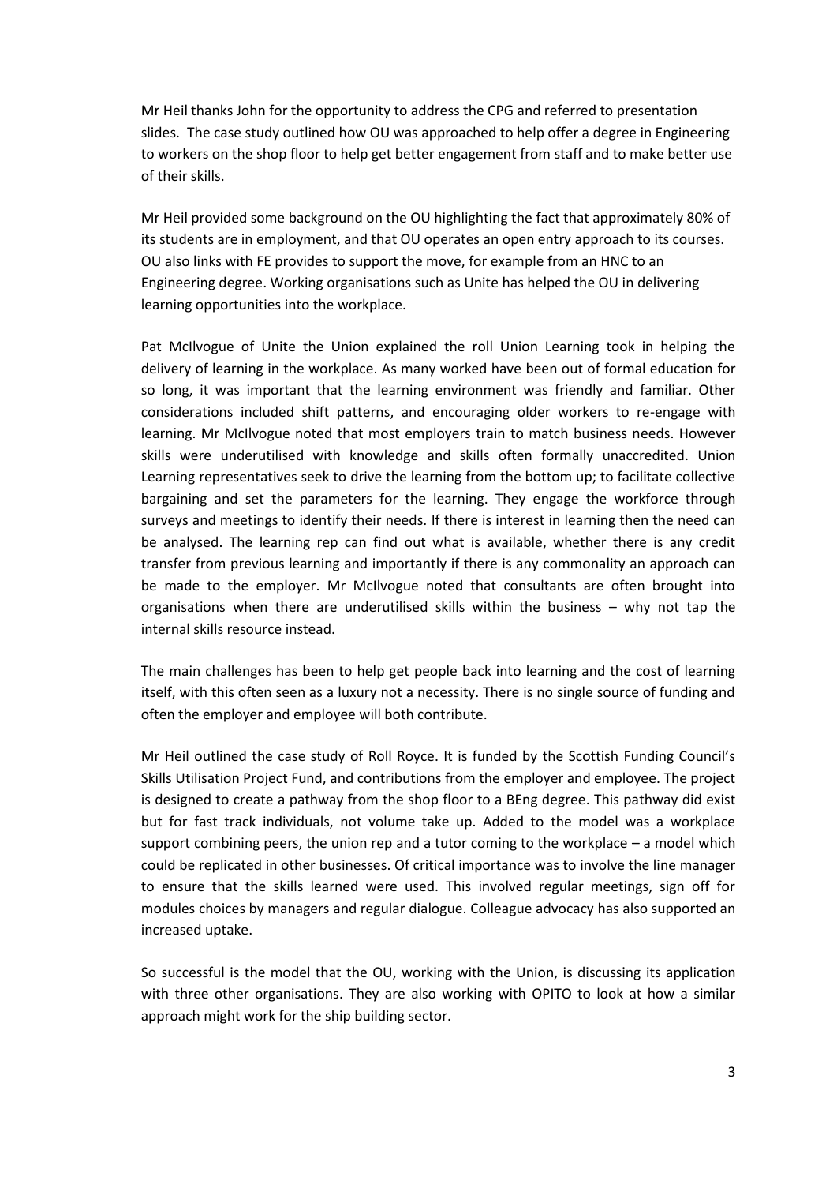Mr Heil thanks John for the opportunity to address the CPG and referred to presentation slides. The case study outlined how OU was approached to help offer a degree in Engineering to workers on the shop floor to help get better engagement from staff and to make better use of their skills.

Mr Heil provided some background on the OU highlighting the fact that approximately 80% of its students are in employment, and that OU operates an open entry approach to its courses. OU also links with FE provides to support the move, for example from an HNC to an Engineering degree. Working organisations such as Unite has helped the OU in delivering learning opportunities into the workplace.

Pat McIlvogue of Unite the Union explained the roll Union Learning took in helping the delivery of learning in the workplace. As many worked have been out of formal education for so long, it was important that the learning environment was friendly and familiar. Other considerations included shift patterns, and encouraging older workers to re-engage with learning. Mr McIlvogue noted that most employers train to match business needs. However skills were underutilised with knowledge and skills often formally unaccredited. Union Learning representatives seek to drive the learning from the bottom up; to facilitate collective bargaining and set the parameters for the learning. They engage the workforce through surveys and meetings to identify their needs. If there is interest in learning then the need can be analysed. The learning rep can find out what is available, whether there is any credit transfer from previous learning and importantly if there is any commonality an approach can be made to the employer. Mr McIlvogue noted that consultants are often brought into organisations when there are underutilised skills within the business – why not tap the internal skills resource instead.

The main challenges has been to help get people back into learning and the cost of learning itself, with this often seen as a luxury not a necessity. There is no single source of funding and often the employer and employee will both contribute.

Mr Heil outlined the case study of Roll Royce. It is funded by the Scottish Funding Council's Skills Utilisation Project Fund, and contributions from the employer and employee. The project is designed to create a pathway from the shop floor to a BEng degree. This pathway did exist but for fast track individuals, not volume take up. Added to the model was a workplace support combining peers, the union rep and a tutor coming to the workplace – a model which could be replicated in other businesses. Of critical importance was to involve the line manager to ensure that the skills learned were used. This involved regular meetings, sign off for modules choices by managers and regular dialogue. Colleague advocacy has also supported an increased uptake.

So successful is the model that the OU, working with the Union, is discussing its application with three other organisations. They are also working with OPITO to look at how a similar approach might work for the ship building sector.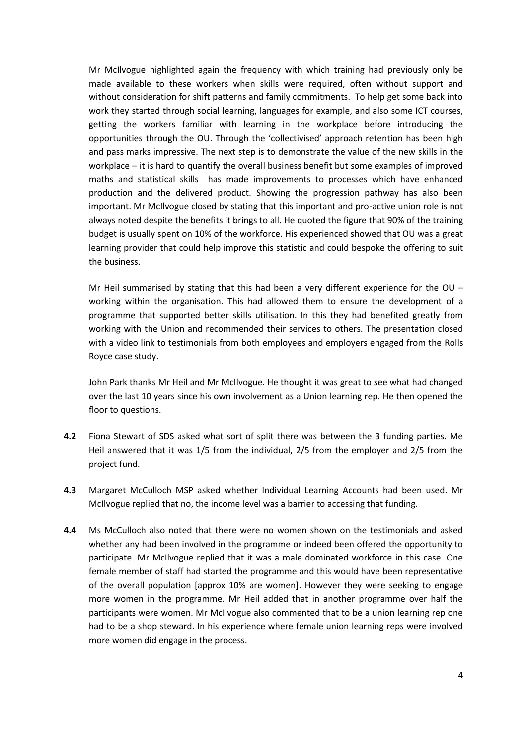Mr McIlvogue highlighted again the frequency with which training had previously only be made available to these workers when skills were required, often without support and without consideration for shift patterns and family commitments. To help get some back into work they started through social learning, languages for example, and also some ICT courses, getting the workers familiar with learning in the workplace before introducing the opportunities through the OU. Through the 'collectivised' approach retention has been high and pass marks impressive. The next step is to demonstrate the value of the new skills in the workplace – it is hard to quantify the overall business benefit but some examples of improved maths and statistical skills has made improvements to processes which have enhanced production and the delivered product. Showing the progression pathway has also been important. Mr McIlvogue closed by stating that this important and pro-active union role is not always noted despite the benefits it brings to all. He quoted the figure that 90% of the training budget is usually spent on 10% of the workforce. His experienced showed that OU was a great learning provider that could help improve this statistic and could bespoke the offering to suit the business.

Mr Heil summarised by stating that this had been a very different experience for the OU – working within the organisation. This had allowed them to ensure the development of a programme that supported better skills utilisation. In this they had benefited greatly from working with the Union and recommended their services to others. The presentation closed with a video link to testimonials from both employees and employers engaged from the Rolls Royce case study.

John Park thanks Mr Heil and Mr McIlvogue. He thought it was great to see what had changed over the last 10 years since his own involvement as a Union learning rep. He then opened the floor to questions.

**4.2** Fiona Stewart of SDS asked what sort of split there was between the 3 funding parties. Me Heil answered that it was 1/5 from the individual, 2/5 from the employer and 2/5 from the project fund.

**4.3** Margaret McCulloch MSP asked whether Individual Learning Accounts had been used. Mr McIlvogue replied that no, the income level was a barrier to accessing that funding.

**4.4** Ms McCulloch also noted that there were no women shown on the testimonials and asked whether any had been involved in the programme or indeed been offered the opportunity to participate. Mr McIlvogue replied that it was a male dominated workforce in this case. One female member of staff had started the programme and this would have been representative of the overall population [approx 10% are women]. However they were seeking to engage more women in the programme. Mr Heil added that in another programme over half the participants were women. Mr McIlvogue also commented that to be a union learning rep one had to be a shop steward. In his experience where female union learning reps were involved more women did engage in the process.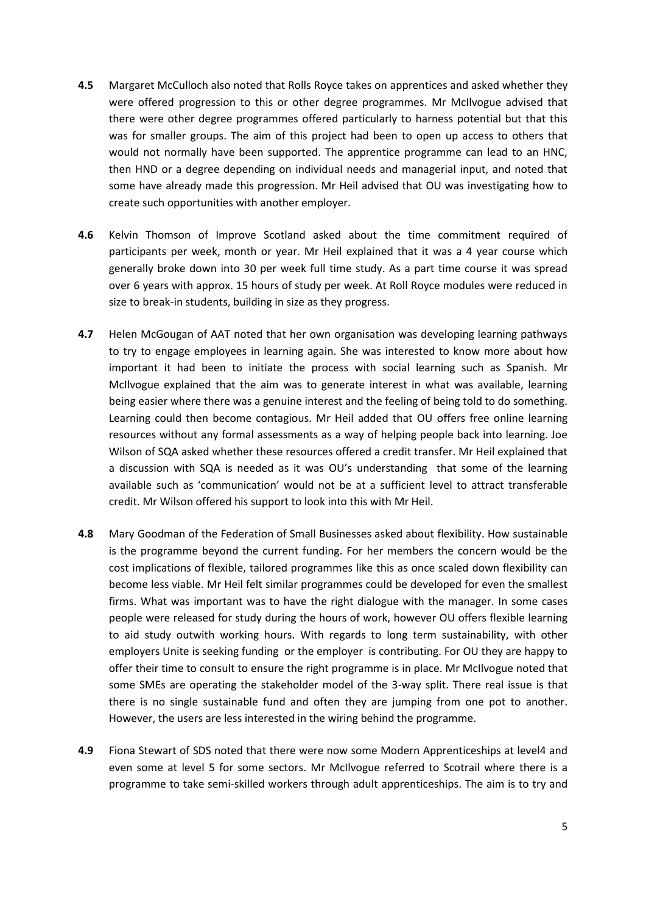**4.5** Margaret McCulloch also noted that Rolls Royce takes on apprentices and asked whether they were offered progression to this or other degree programmes. Mr McIlvogue advised that there were other degree programmes offered particularly to harness potential but that this was for smaller groups. The aim of this project had been to open up access to others that would not normally have been supported. The apprentice programme can lead to an HNC, then HND or a degree depending on individual needs and managerial input, and noted that some have already made this progression. Mr Heil advised that OU was investigating how to create such opportunities with another employer.

**4.6** Kelvin Thomson of Improve Scotland asked about the time commitment required of participants per week, month or year. Mr Heil explained that it was a 4 year course which generally broke down into 30 per week full time study. As a part time course it was spread over 6 years with approx. 15 hours of study per week. At Roll Royce modules were reduced in size to break-in students, building in size as they progress.

**4.7** Helen McGougan of AAT noted that her own organisation was developing learning pathways to try to engage employees in learning again. She was interested to know more about how important it had been to initiate the process with social learning such as Spanish. Mr McIlvogue explained that the aim was to generate interest in what was available, learning being easier where there was a genuine interest and the feeling of being told to do something. Learning could then become contagious. Mr Heil added that OU offers free online learning resources without any formal assessments as a way of helping people back into learning. Joe Wilson of SQA asked whether these resources offered a credit transfer. Mr Heil explained that a discussion with SQA is needed as it was OU's understanding that some of the learning available such as 'communication' would not be at a sufficient level to attract transferable credit. Mr Wilson offered his support to look into this with Mr Heil.

**4.8** Mary Goodman of the Federation of Small Businesses asked about flexibility. How sustainable is the programme beyond the current funding. For her members the concern would be the cost implications of flexible, tailored programmes like this as once scaled down flexibility can become less viable. Mr Heil felt similar programmes could be developed for even the smallest firms. What was important was to have the right dialogue with the manager. In some cases people were released for study during the hours of work, however OU offers flexible learning to aid study outwith working hours. With regards to long term sustainability, with other employers Unite is seeking funding or the employer is contributing. For OU they are happy to offer their time to consult to ensure the right programme is in place. Mr McIlvogue noted that some SMEs are operating the stakeholder model of the 3-way split. There real issue is that there is no single sustainable fund and often they are jumping from one pot to another. However, the users are less interested in the wiring behind the programme.

**4.9** Fiona Stewart of SDS noted that there were now some Modern Apprenticeships at level4 and even some at level 5 for some sectors. Mr McIlvogue referred to Scotrail where there is a programme to take semi-skilled workers through adult apprenticeships. The aim is to try and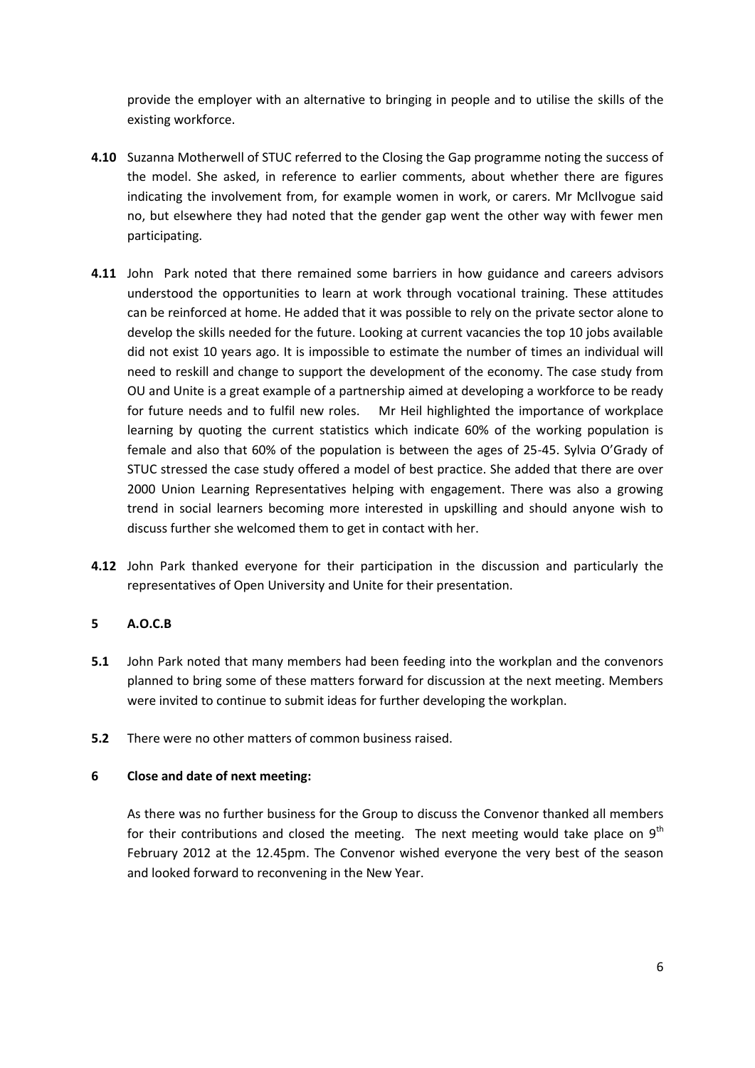provide the employer with an alternative to bringing in people and to utilise the skills of the existing workforce.

**4.10** Suzanna Motherwell of STUC referred to the Closing the Gap programme noting the success of the model. She asked, in reference to earlier comments, about whether there are figures indicating the involvement from, for example women in work, or carers. Mr McIlvogue said no, but elsewhere they had noted that the gender gap went the other way with fewer men participating.

**4.11** John Park noted that there remained some barriers in how guidance and careers advisors understood the opportunities to learn at work through vocational training. These attitudes can be reinforced at home. He added that it was possible to rely on the private sector alone to develop the skills needed for the future. Looking at current vacancies the top 10 jobs available did not exist 10 years ago. It is impossible to estimate the number of times an individual will need to reskill and change to support the development of the economy. The case study from OU and Unite is a great example of a partnership aimed at developing a workforce to be ready for future needs and to fulfil new roles. Mr Heil highlighted the importance of workplace learning by quoting the current statistics which indicate 60% of the working population is female and also that 60% of the population is between the ages of 25-45. Sylvia O'Grady of STUC stressed the case study offered a model of best practice. She added that there are over 2000 Union Learning Representatives helping with engagement. There was also a growing trend in social learners becoming more interested in upskilling and should anyone wish to discuss further she welcomed them to get in contact with her.

**4.12** John Park thanked everyone for their participation in the discussion and particularly the representatives of Open University and Unite for their presentation.

## 5 A.O.C.B

**5.1** John Park noted that many members had been feeding into the workplan and the convenors planned to bring some of these matters forward for discussion at the next meeting. Members were invited to continue to submit ideas for further developing the workplan.

**5.2** There were no other matters of common business raised.

## 6 Close and date of next meeting:

As there was no further business for the Group to discuss the Convenor thanked all members for their contributions and closed the meeting. The next meeting would take place on 9th February 2012 at the 12.45pm. The Convenor wished everyone the very best of the season and looked forward to reconvening in the New Year.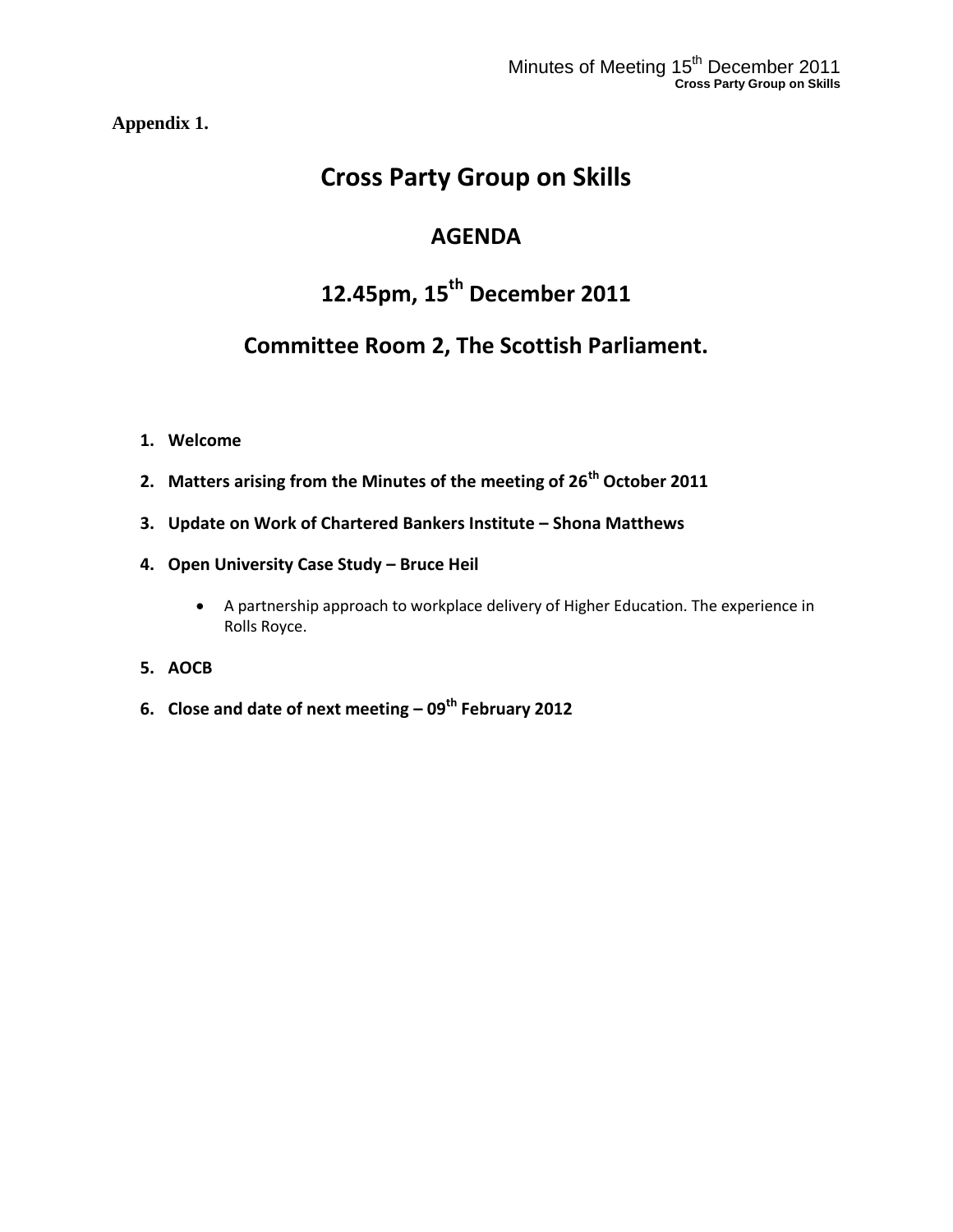**Appendix 1.**

# Cross Party Group on Skills

## AGENDA

## 12.45pm, 15th December 2011

## Committee Room 2, The Scottish Parliament.

1. **Welcome**
2. **Matters arising from the Minutes of the meeting of 26th October 2011**
3. **Update on Work of Chartered Bankers Institute – Shona Matthews**
4. **Open University Case Study – Bruce Heil**
   - A partnership approach to workplace delivery of Higher Education. The experience in Rolls Royce.
5. **AOCB**
6. **Close and date of next meeting – 09th February 2012**